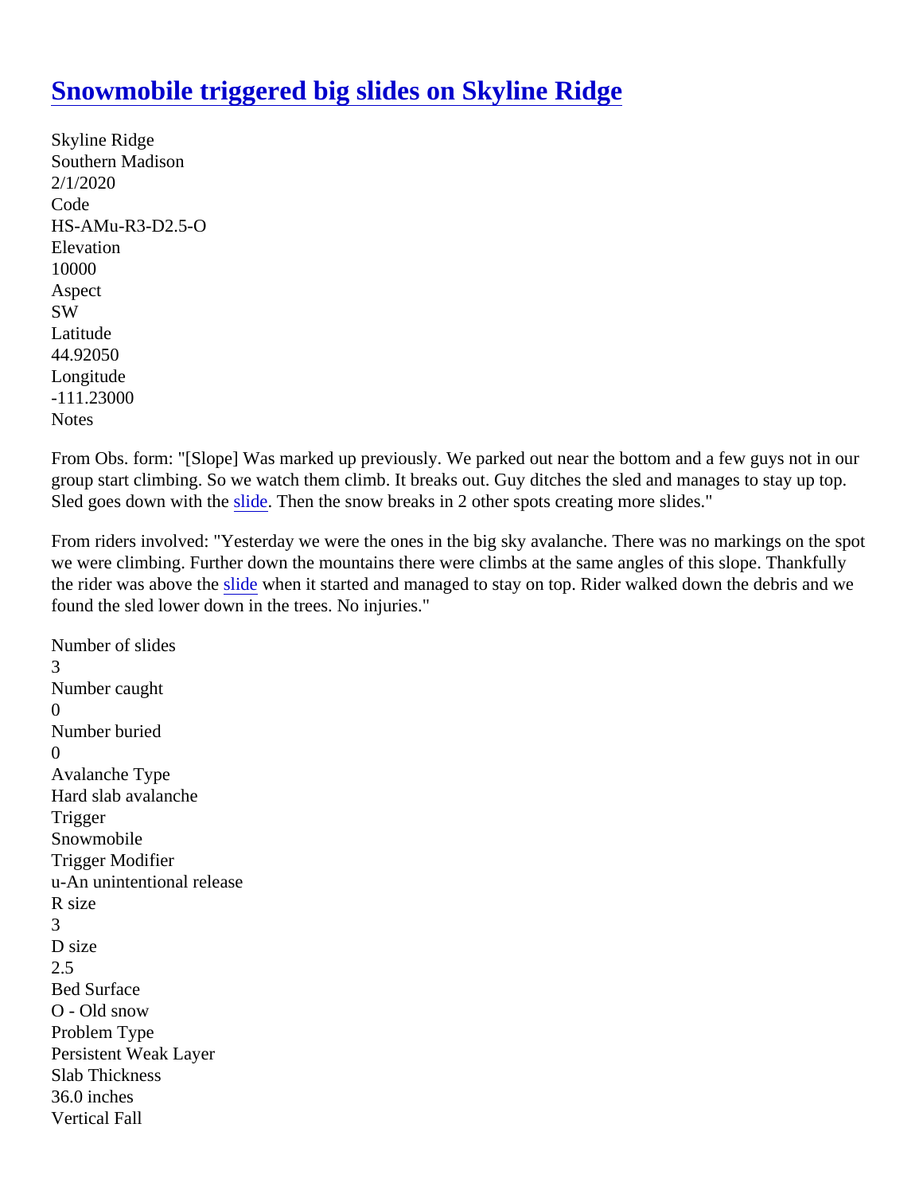# Snowmobile triggered big slides on Skyline Ridge

Skyline Ridge
Southern Madison
2/1/2020
Code
HS-AMu-R3-D2.5-O
Elevation
10000
Aspect
SW
Latitude
44.92050
Longitude
-111.23000
Notes

From Obs. form: "[Slope] Was marked up previously. We parked out near the bottom and a few guys not in our group start climbing. So we watch them climb. It breaks out. Guy ditches the sled and manages to stay up top. Sled goes down with the slide. Then the snow breaks in 2 other spots creating more slides."

From riders involved: "Yesterday we were the ones in the big sky avalanche. There was no markings on the spot we were climbing. Further down the mountains there were climbs at the same angles of this slope. Thankfully the rider was above the slide when it started and managed to stay on top. Rider walked down the debris and we found the sled lower down in the trees. No injuries."

Number of slides
3
Number caught
0
Number buried
0
Avalanche Type
Hard slab avalanche
Trigger
Snowmobile
Trigger Modifier
u-An unintentional release
R size
3
D size
2.5
Bed Surface
O - Old snow
Problem Type
Persistent Weak Layer
Slab Thickness
36.0 inches
Vertical Fall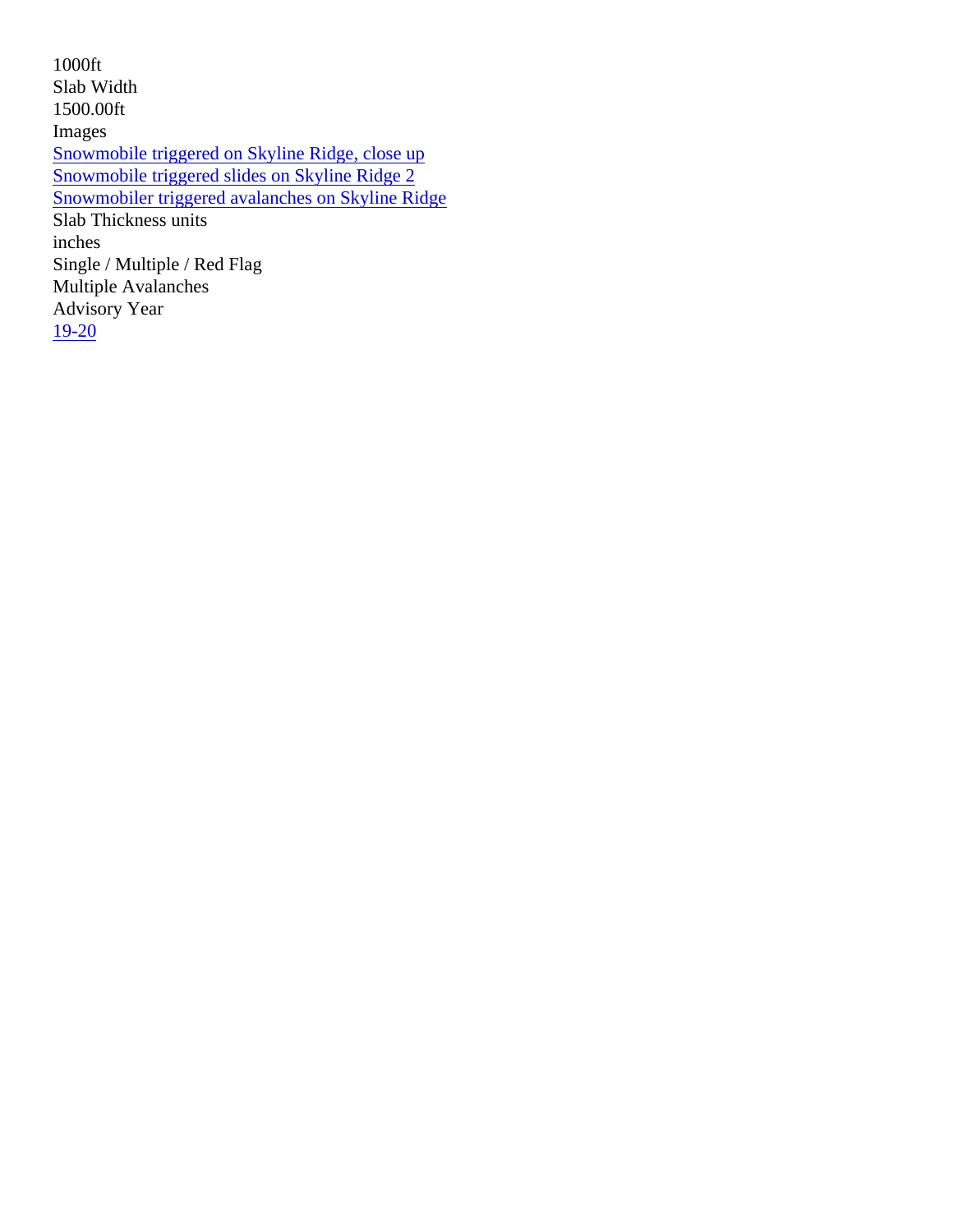1000ft

Slab Width

1500.00ft

Images

Snowmobile triggered on Skyline Ridge, close up

Snowmobile triggered slides on Skyline Ridge 2

Snowmobiler triggered avalanches on Skyline Ridge

Slab Thickness units

inches

Single / Multiple / Red Flag

Multiple Avalanches

Advisory Year

19-20